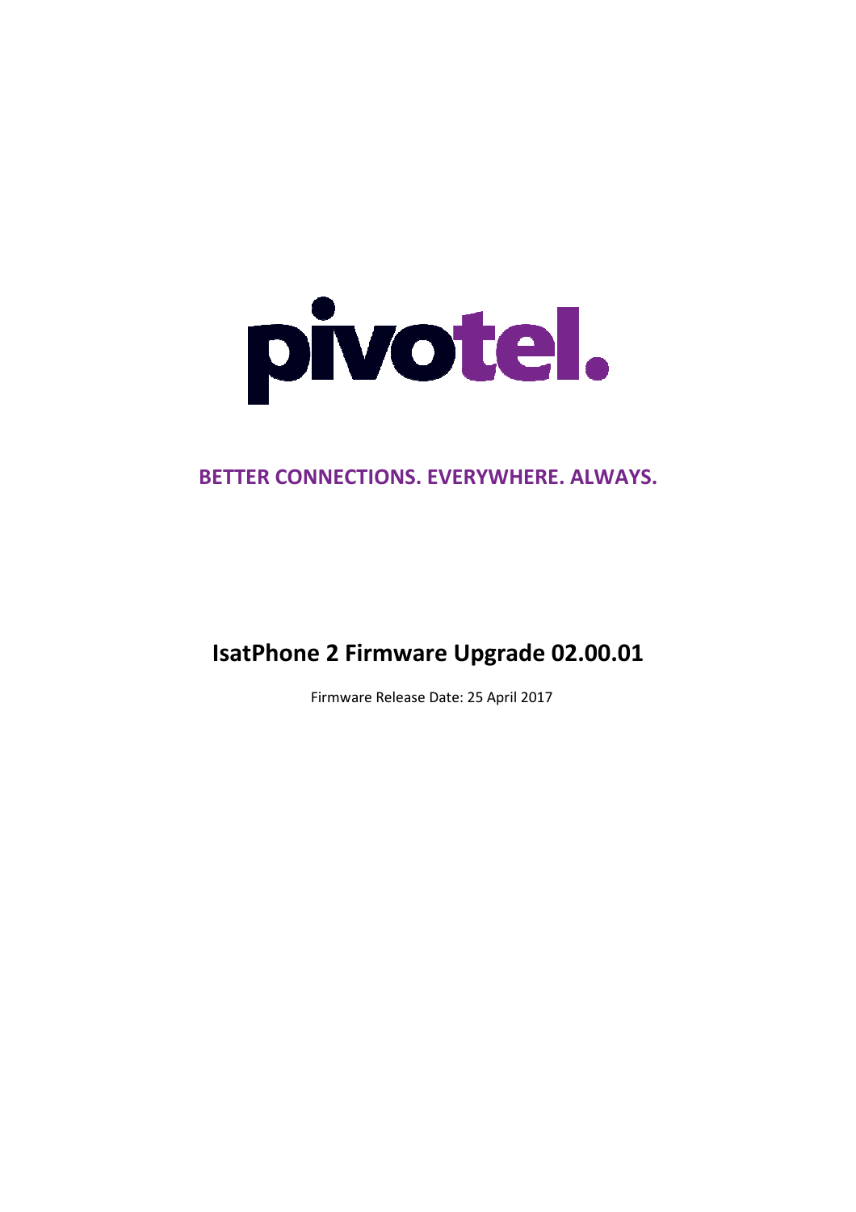pivotel.

**BETTER CONNECTIONS. EVERYWHERE. ALWAYS.**

# IsatPhone 2 Firmware Upgrade 02.00.01

Firmware Release Date: 25 April 2017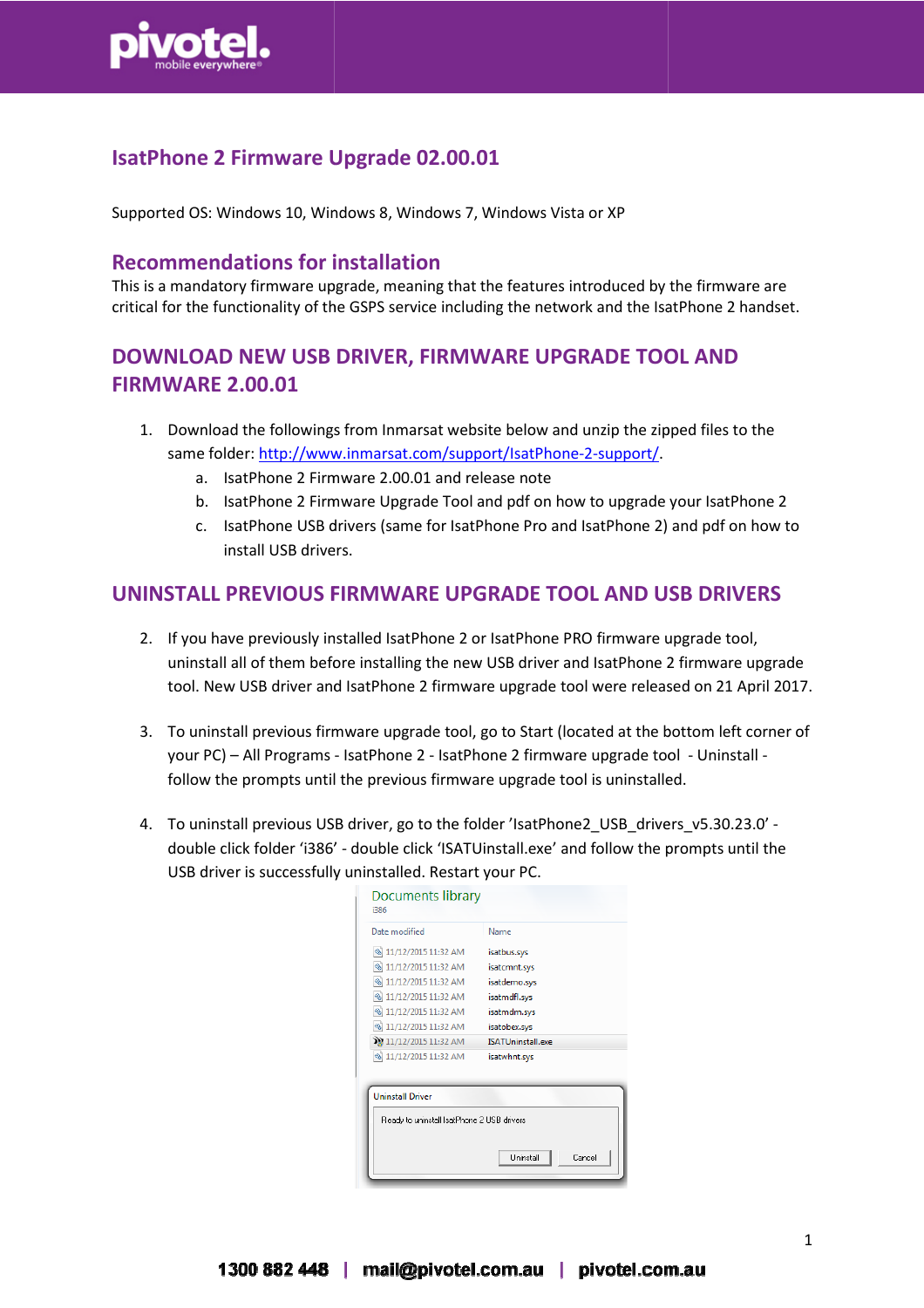## IsatPhone 2 Firmware Upgrade 02.00.01

Supported OS: Windows 10, Windows 8, Windows 7, Windows Vista or XP

## Recommendations for installation

This is a mandatory firmware upgrade, meaning that the features introduced by the firmware are critical for the functionality of the GSPS service including the network and the IsatPhone 2 handset.

## DOWNLOAD NEW USB DRIVER, FIRMWARE UPGRADE TOOL AND FIRMWARE 2.00.01

1. Download the followings from Inmarsat website below and unzip the zipped files to the same folder: http://www.inmarsat.com/support/IsatPhone-2-support/.
   a. IsatPhone 2 Firmware 2.00.01 and release note
   b. IsatPhone 2 Firmware Upgrade Tool and pdf on how to upgrade your IsatPhone 2
   c. IsatPhone USB drivers (same for IsatPhone Pro and IsatPhone 2) and pdf on how to install USB drivers.

## UNINSTALL PREVIOUS FIRMWARE UPGRADE TOOL AND USB DRIVERS

2. If you have previously installed IsatPhone 2 or IsatPhone PRO firmware upgrade tool, uninstall all of them before installing the new USB driver and IsatPhone 2 firmware upgrade tool. New USB driver and IsatPhone 2 firmware upgrade tool were released on 21 April 2017.

3. To uninstall previous firmware upgrade tool, go to Start (located at the bottom left corner of your PC) – All Programs - IsatPhone 2 - IsatPhone 2 firmware upgrade tool - Uninstall - follow the prompts until the previous firmware upgrade tool is uninstalled.

4. To uninstall previous USB driver, go to the folder 'IsatPhone2_USB_drivers_v5.30.23.0' - double click folder 'i386' - double click 'ISATUinstall.exe' and follow the prompts until the USB driver is successfully uninstalled. Restart your PC.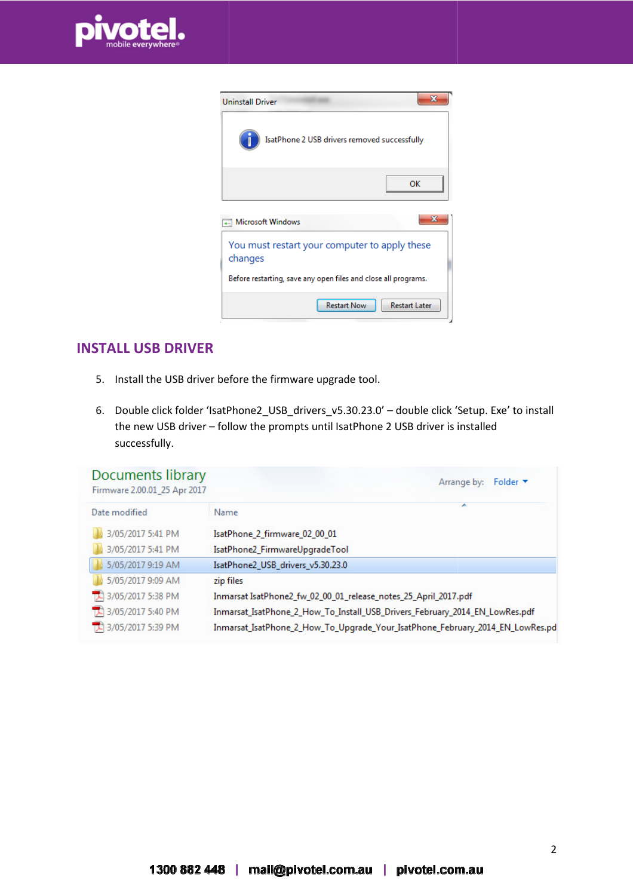## INSTALL USB DRIVER

5. Install the USB driver before the firmware upgrade tool.

6. Double click folder 'IsatPhone2_USB_drivers_v5.30.23.0' – double click 'Setup. Exe' to install the new USB driver – follow the prompts until IsatPhone 2 USB driver is installed successfully.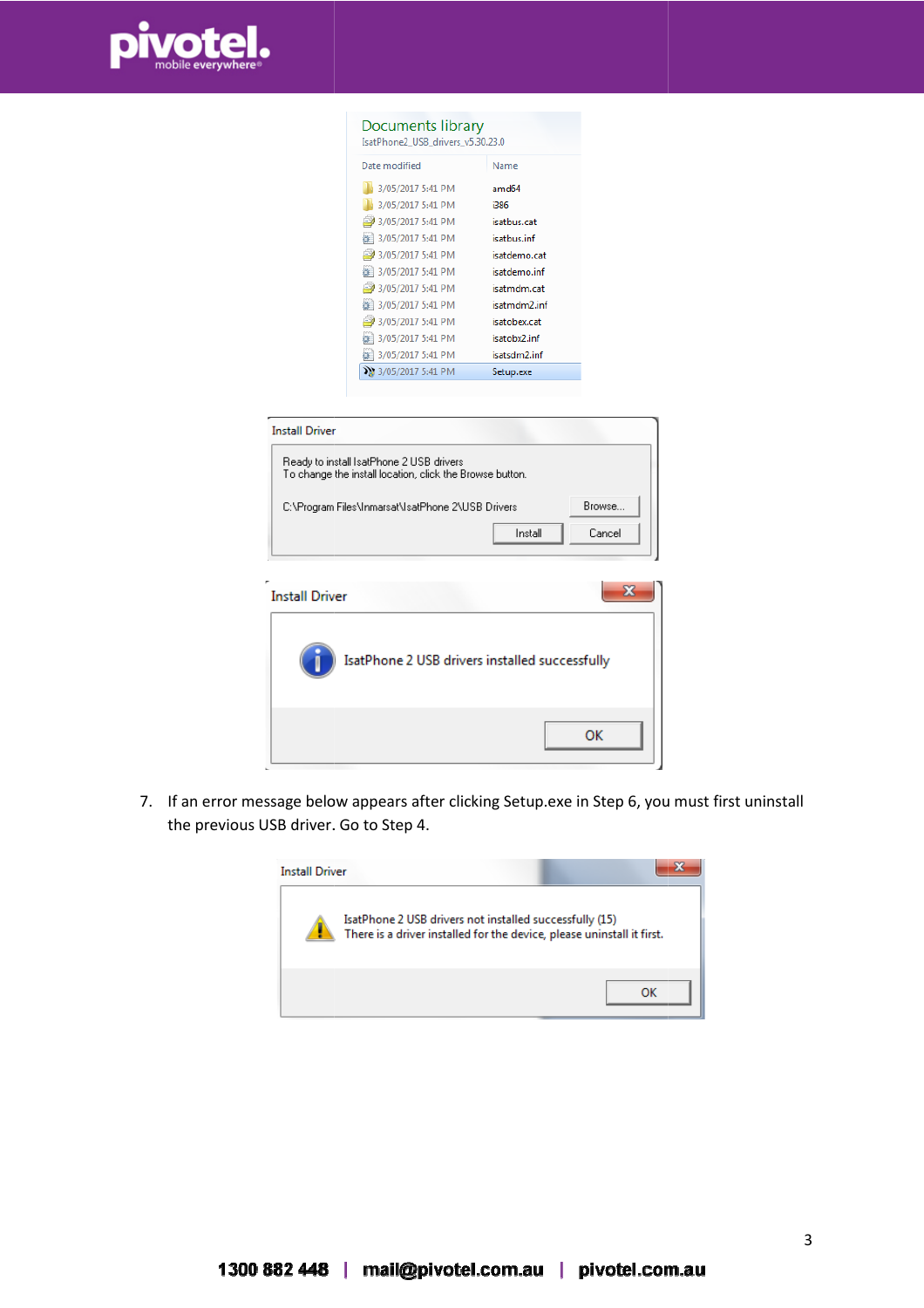7. If an error message below appears after clicking Setup.exe in Step 6, you must first uninstall the previous USB driver. Go to Step 4.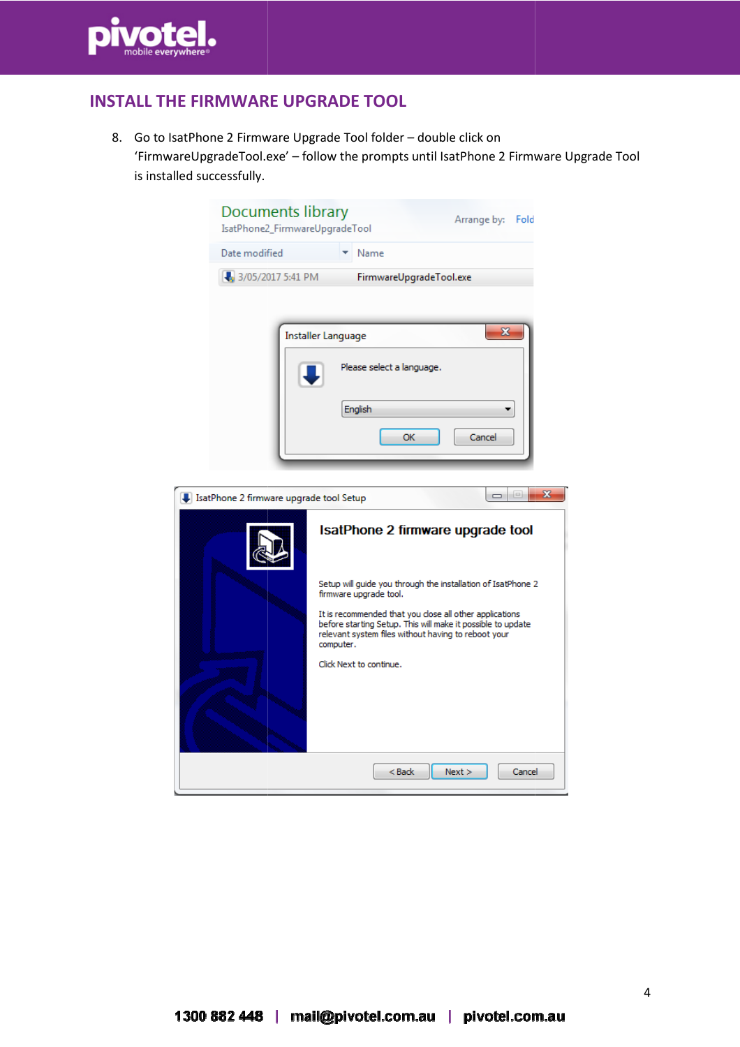## INSTALL THE FIRMWARE UPGRADE TOOL

8. Go to IsatPhone 2 Firmware Upgrade Tool folder – double click on 'FirmwareUpgradeTool.exe' – follow the prompts until IsatPhone 2 Firmware Upgrade Tool is installed successfully.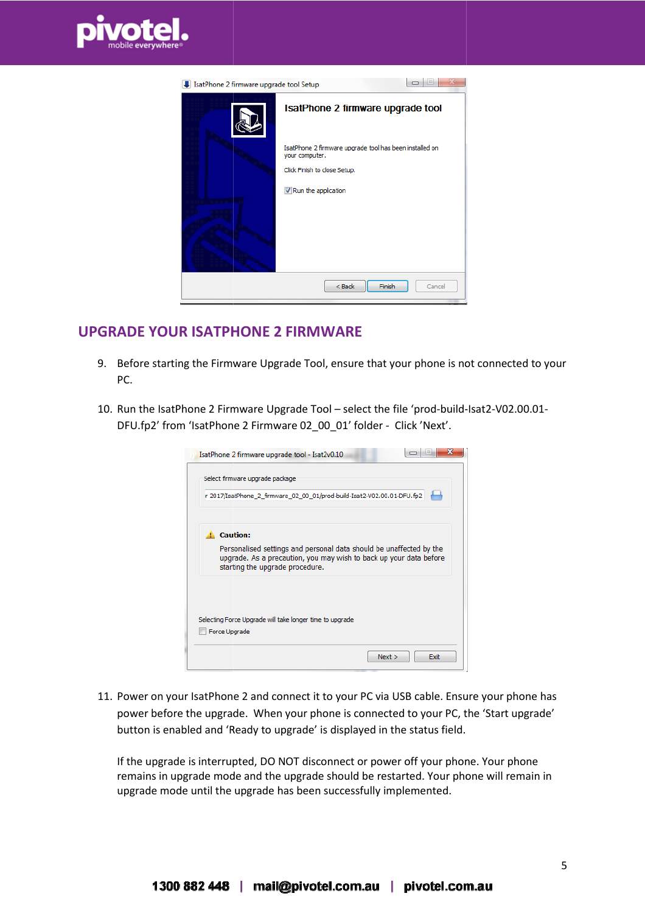## UPGRADE YOUR ISATPHONE 2 FIRMWARE

9. Before starting the Firmware Upgrade Tool, ensure that your phone is not connected to your PC.

10. Run the IsatPhone 2 Firmware Upgrade Tool – select the file 'prod-build-Isat2-V02.00.01-DFU.fp2' from 'IsatPhone 2 Firmware 02_00_01' folder - Click 'Next'.

11. Power on your IsatPhone 2 and connect it to your PC via USB cable. Ensure your phone has power before the upgrade. When your phone is connected to your PC, the 'Start upgrade' button is enabled and 'Ready to upgrade' is displayed in the status field.

    If the upgrade is interrupted, DO NOT disconnect or power off your phone. Your phone remains in upgrade mode and the upgrade should be restarted. Your phone will remain in upgrade mode until the upgrade has been successfully implemented.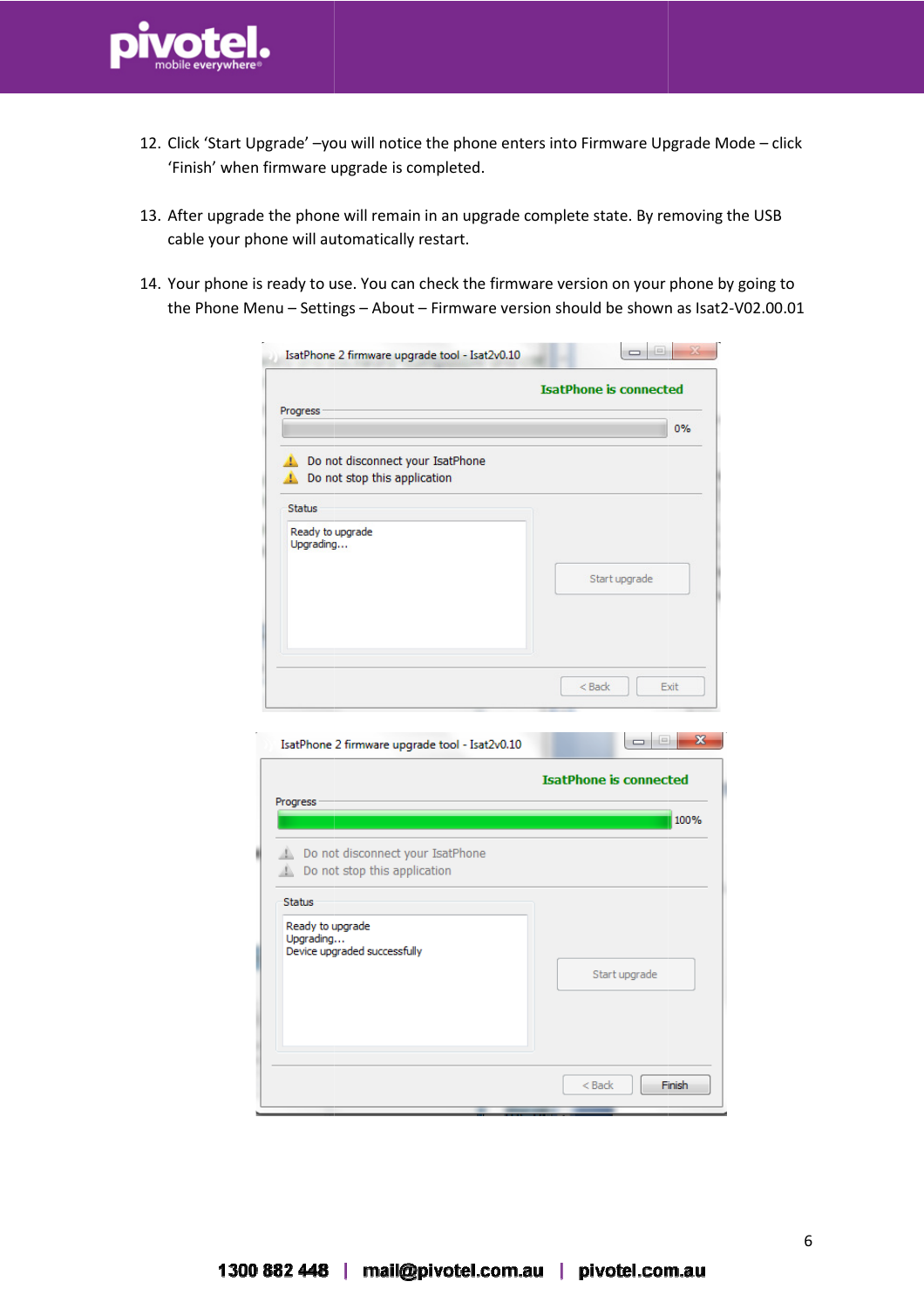12. Click 'Start Upgrade' –you will notice the phone enters into Firmware Upgrade Mode – click 'Finish' when firmware upgrade is completed.

13. After upgrade the phone will remain in an upgrade complete state. By removing the USB cable your phone will automatically restart.

14. Your phone is ready to use. You can check the firmware version on your phone by going to the Phone Menu – Settings – About – Firmware version should be shown as Isat2-V02.00.01

IsatPhone 2 firmware upgrade tool - Isat2v0.10

IsatPhone is connected

Progress

0%

Do not disconnect your IsatPhone

Do not stop this application

Status

Ready to upgrade
Upgrading...

Start upgrade

< Back

Exit

IsatPhone 2 firmware upgrade tool - Isat2v0.10

IsatPhone is connected

Progress

100%

Do not disconnect your IsatPhone

Do not stop this application

Status

Ready to upgrade
Upgrading...
Device upgraded successfully

Start upgrade

< Back

Finish

1300 882 448 | mail@pivotel.com.au | pivotel.com.au